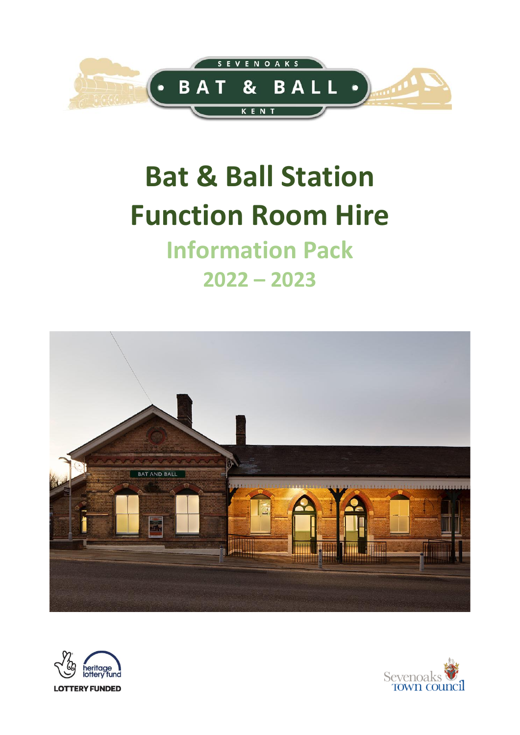SEVENOAKS

BAT & BALL

KENT

# Bat & Ball Station Function Room Hire

## Information Pack

## 2022 – 2023

LOTTERY FUNDED

Sevenoaks Town Council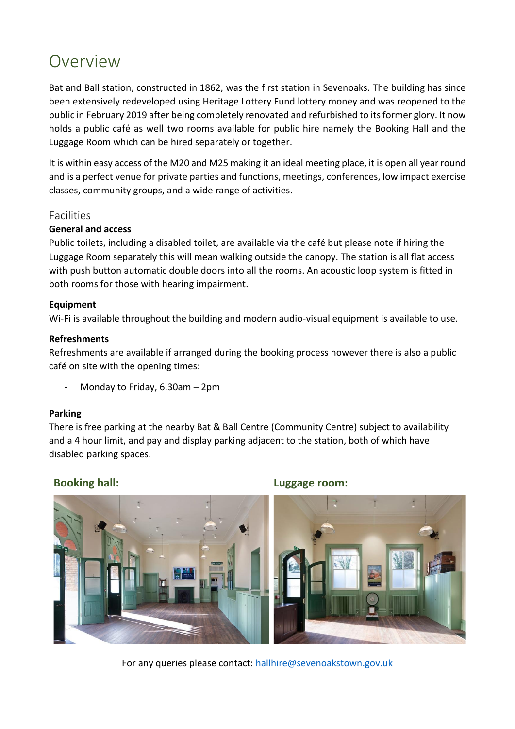# Overview

Bat and Ball station, constructed in 1862, was the first station in Sevenoaks. The building has since been extensively redeveloped using Heritage Lottery Fund lottery money and was reopened to the public in February 2019 after being completely renovated and refurbished to its former glory. It now holds a public café as well two rooms available for public hire namely the Booking Hall and the Luggage Room which can be hired separately or together.

It is within easy access of the M20 and M25 making it an ideal meeting place, it is open all year round and is a perfect venue for private parties and functions, meetings, conferences, low impact exercise classes, community groups, and a wide range of activities.

## Facilities

**General and access**

Public toilets, including a disabled toilet, are available via the café but please note if hiring the Luggage Room separately this will mean walking outside the canopy. The station is all flat access with push button automatic double doors into all the rooms. An acoustic loop system is fitted in both rooms for those with hearing impairment.

**Equipment**

Wi-Fi is available throughout the building and modern audio-visual equipment is available to use.

**Refreshments**

Refreshments are available if arranged during the booking process however there is also a public café on site with the opening times:

- Monday to Friday, 6.30am – 2pm

**Parking**

There is free parking at the nearby Bat & Ball Centre (Community Centre) subject to availability and a 4 hour limit, and pay and display parking adjacent to the station, both of which have disabled parking spaces.

**Booking hall:**

**Luggage room:**

For any queries please contact: hallhire@sevenoakstown.gov.uk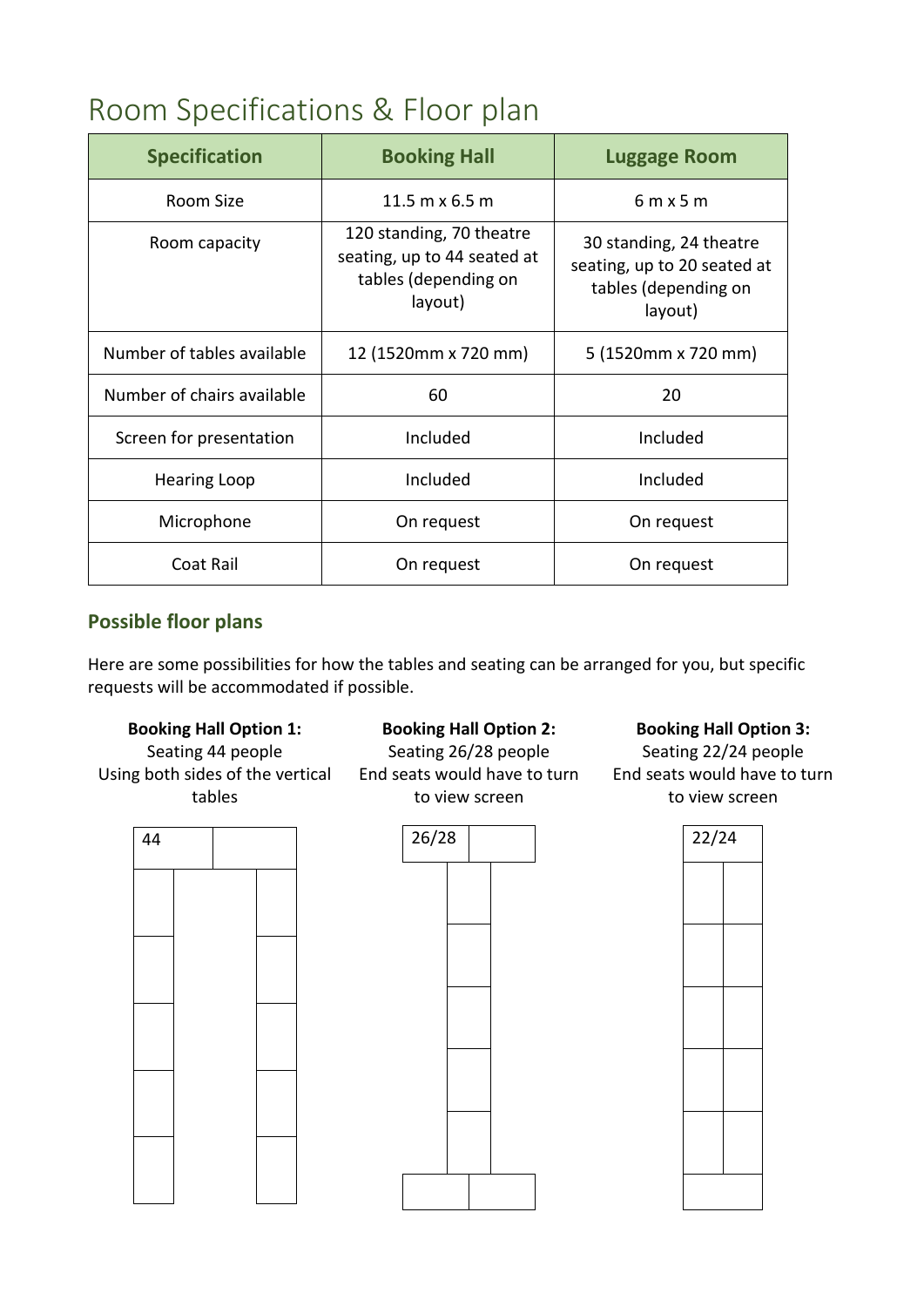# Room Specifications & Floor plan

| Specification | Booking Hall | Luggage Room |
| --- | --- | --- |
| Room Size | 11.5 m x 6.5 m | 6 m x 5 m |
| Room capacity | 120 standing, 70 theatre seating, up to 44 seated at tables (depending on layout) | 30 standing, 24 theatre seating, up to 20 seated at tables (depending on layout) |
| Number of tables available | 12 (1520mm x 720 mm) | 5 (1520mm x 720 mm) |
| Number of chairs available | 60 | 20 |
| Screen for presentation | Included | Included |
| Hearing Loop | Included | Included |
| Microphone | On request | On request |
| Coat Rail | On request | On request |

### Possible floor plans

Here are some possibilities for how the tables and seating can be arranged for you, but specific requests will be accommodated if possible.

**Booking Hall Option 1:**
Seating 44 people
Using both sides of the vertical tables

44

**Booking Hall Option 2:**
Seating 26/28 people
End seats would have to turn to view screen

26/28

**Booking Hall Option 3:**
Seating 22/24 people
End seats would have to turn to view screen

22/24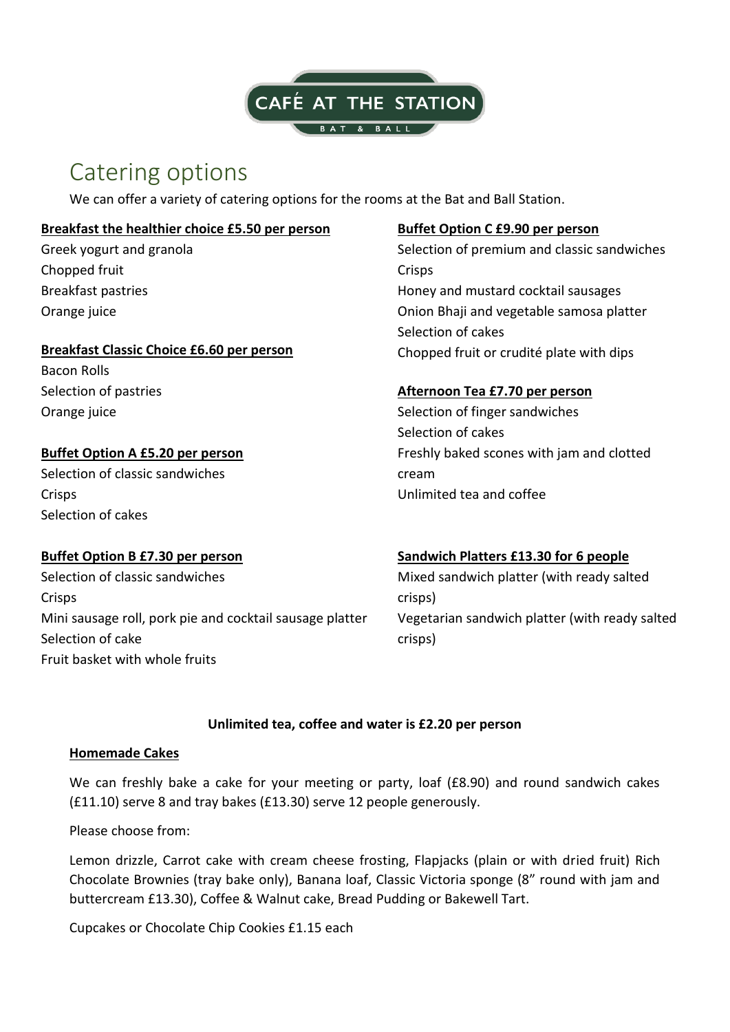CAFÉ AT THE STATION

BAT & BALL

# Catering options

We can offer a variety of catering options for the rooms at the Bat and Ball Station.

**Breakfast the healthier choice £5.50 per person**

Greek yogurt and granola
Chopped fruit
Breakfast pastries
Orange juice

**Breakfast Classic Choice £6.60 per person**

Bacon Rolls
Selection of pastries
Orange juice

**Buffet Option A £5.20 per person**

Selection of classic sandwiches
Crisps
Selection of cakes

**Buffet Option B £7.30 per person**

Selection of classic sandwiches
Crisps
Mini sausage roll, pork pie and cocktail sausage platter
Selection of cake
Fruit basket with whole fruits

**Buffet Option C £9.90 per person**

Selection of premium and classic sandwiches
Crisps
Honey and mustard cocktail sausages
Onion Bhaji and vegetable samosa platter
Selection of cakes
Chopped fruit or crudité plate with dips

**Afternoon Tea £7.70 per person**

Selection of finger sandwiches
Selection of cakes
Freshly baked scones with jam and clotted cream
Unlimited tea and coffee

**Sandwich Platters £13.30 for 6 people**

Mixed sandwich platter (with ready salted crisps)
Vegetarian sandwich platter (with ready salted crisps)

**Unlimited tea, coffee and water is £2.20 per person**

**Homemade Cakes**

We can freshly bake a cake for your meeting or party, loaf (£8.90) and round sandwich cakes (£11.10) serve 8 and tray bakes (£13.30) serve 12 people generously.

Please choose from:

Lemon drizzle, Carrot cake with cream cheese frosting, Flapjacks (plain or with dried fruit) Rich Chocolate Brownies (tray bake only), Banana loaf, Classic Victoria sponge (8" round with jam and buttercream £13.30), Coffee & Walnut cake, Bread Pudding or Bakewell Tart.

Cupcakes or Chocolate Chip Cookies £1.15 each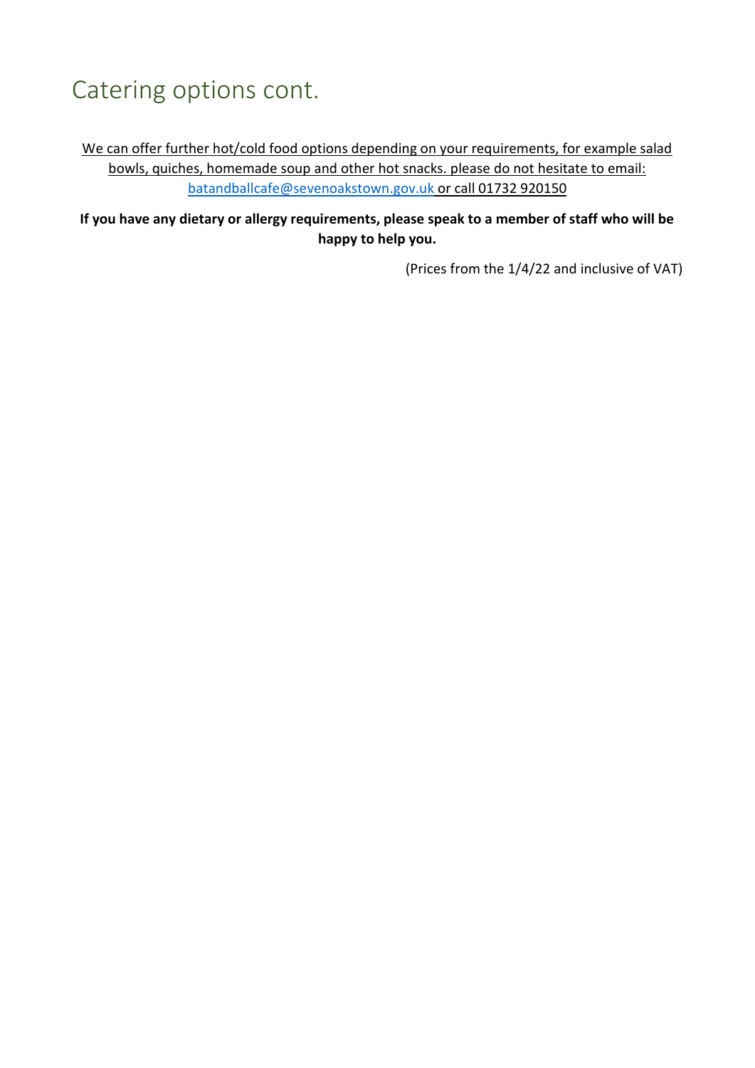# Catering options cont.

We can offer further hot/cold food options depending on your requirements, for example salad bowls, quiches, homemade soup and other hot snacks. please do not hesitate to email: batandballcafe@sevenoakstown.gov.uk or call 01732 920150

**If you have any dietary or allergy requirements, please speak to a member of staff who will be happy to help you.**

(Prices from the 1/4/22 and inclusive of VAT)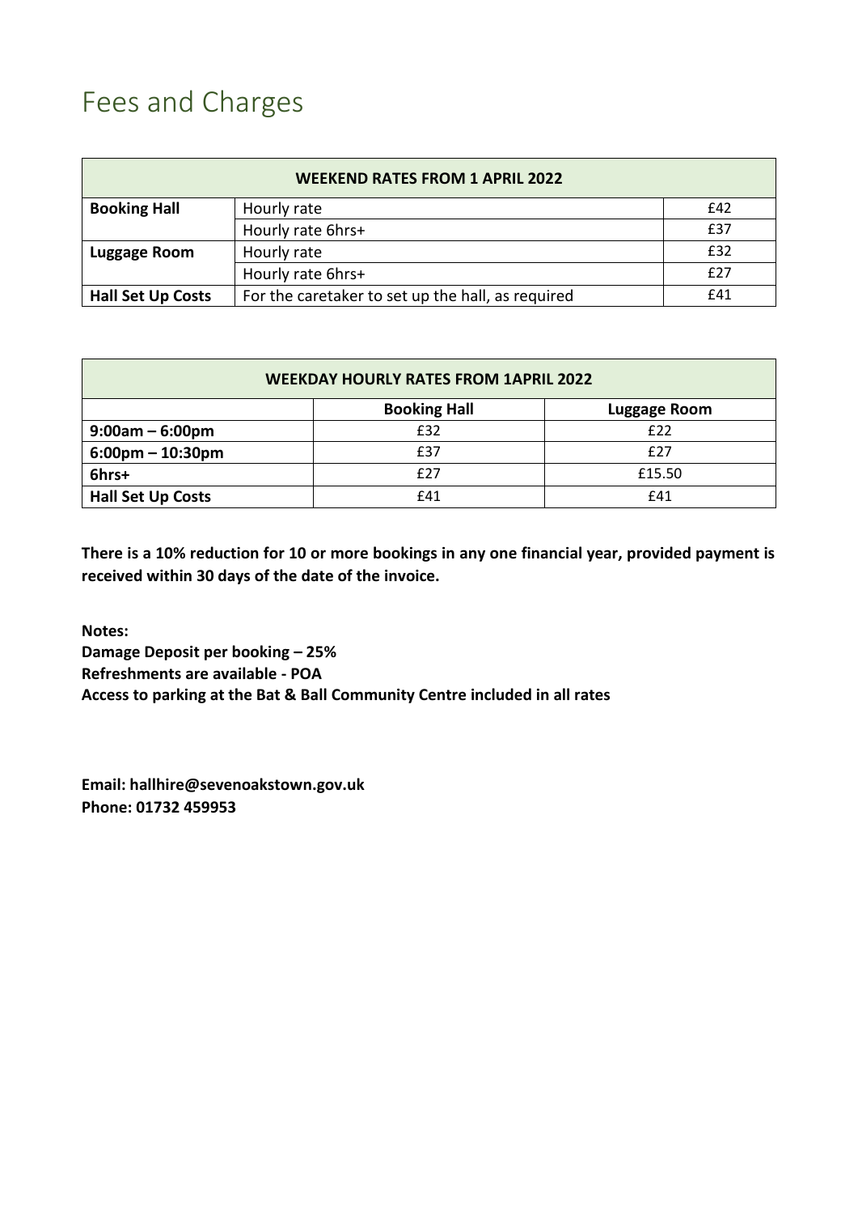# Fees and Charges

| WEEKEND RATES FROM 1 APRIL 2022 | | |
|---|---|---|
| **Booking Hall** | Hourly rate | £42 |
| | Hourly rate 6hrs+ | £37 |
| **Luggage Room** | Hourly rate | £32 |
| | Hourly rate 6hrs+ | £27 |
| **Hall Set Up Costs** | For the caretaker to set up the hall, as required | £41 |

| WEEKDAY HOURLY RATES FROM 1APRIL 2022 | | |
|---|---|---|
| | **Booking Hall** | **Luggage Room** |
| **9:00am – 6:00pm** | £32 | £22 |
| **6:00pm – 10:30pm** | £37 | £27 |
| **6hrs+** | £27 | £15.50 |
| **Hall Set Up Costs** | £41 | £41 |

**There is a 10% reduction for 10 or more bookings in any one financial year, provided payment is received within 30 days of the date of the invoice.**

**Notes:**
**Damage Deposit per booking – 25%**
**Refreshments are available - POA**
**Access to parking at the Bat & Ball Community Centre included in all rates**

**Email: hallhire@sevenoakstown.gov.uk**
**Phone: 01732 459953**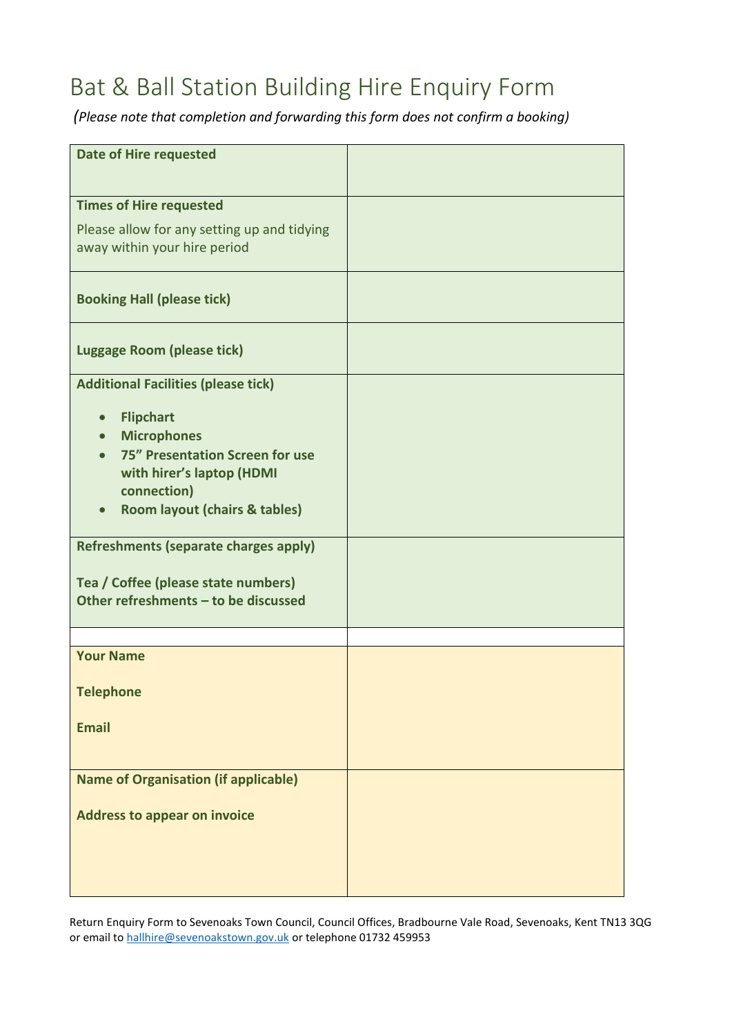# Bat & Ball Station Building Hire Enquiry Form

*(Please note that completion and forwarding this form does not confirm a booking)*

| | |
|---|---|
| **Date of Hire requested** | |
| **Times of Hire requested**<br>Please allow for any setting up and tidying away within your hire period | |
| **Booking Hall (please tick)** | |
| **Luggage Room (please tick)** | |
| **Additional Facilities (please tick)**<br>• **Flipchart**<br>• **Microphones**<br>• **75” Presentation Screen for use with hirer’s laptop (HDMI connection)**<br>• **Room layout (chairs & tables)** | |
| **Refreshments (separate charges apply)**<br>**Tea / Coffee (please state numbers)**<br>**Other refreshments – to be discussed** | |
| | |
| **Your Name**<br>**Telephone**<br>**Email** | |
| **Name of Organisation (if applicable)**<br>**Address to appear on invoice** | |

Return Enquiry Form to Sevenoaks Town Council, Council Offices, Bradbourne Vale Road, Sevenoaks, Kent TN13 3QG or email to hallhire@sevenoakstown.gov.uk or telephone 01732 459953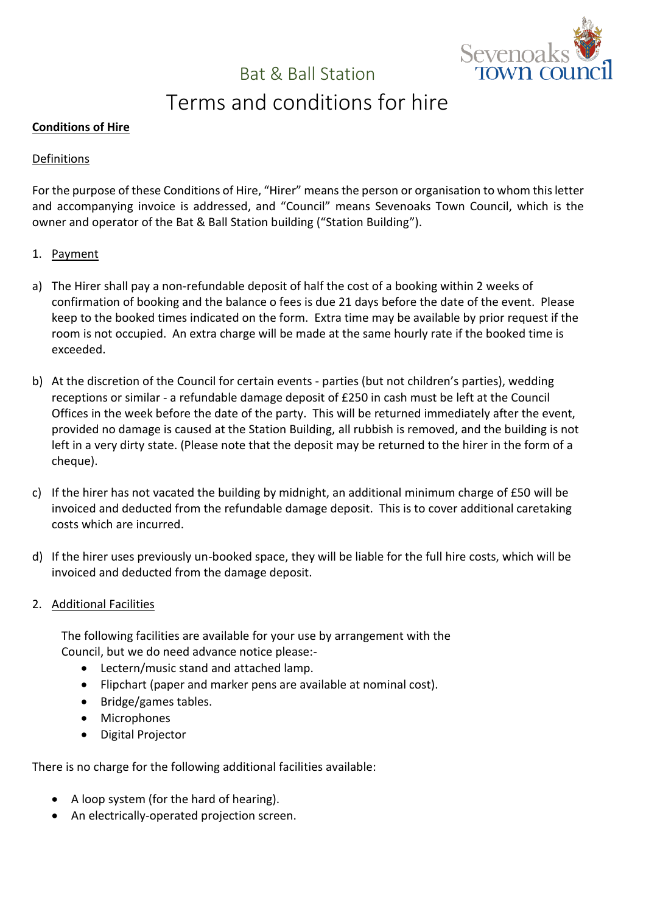Bat & Ball Station

# Terms and conditions for hire

**Conditions of Hire**

Definitions

For the purpose of these Conditions of Hire, "Hirer" means the person or organisation to whom this letter and accompanying invoice is addressed, and "Council" means Sevenoaks Town Council, which is the owner and operator of the Bat & Ball Station building ("Station Building").

1. Payment

a) The Hirer shall pay a non-refundable deposit of half the cost of a booking within 2 weeks of confirmation of booking and the balance o fees is due 21 days before the date of the event. Please keep to the booked times indicated on the form. Extra time may be available by prior request if the room is not occupied. An extra charge will be made at the same hourly rate if the booked time is exceeded.

b) At the discretion of the Council for certain events - parties (but not children's parties), wedding receptions or similar - a refundable damage deposit of £250 in cash must be left at the Council Offices in the week before the date of the party. This will be returned immediately after the event, provided no damage is caused at the Station Building, all rubbish is removed, and the building is not left in a very dirty state. (Please note that the deposit may be returned to the hirer in the form of a cheque).

c) If the hirer has not vacated the building by midnight, an additional minimum charge of £50 will be invoiced and deducted from the refundable damage deposit. This is to cover additional caretaking costs which are incurred.

d) If the hirer uses previously un-booked space, they will be liable for the full hire costs, which will be invoiced and deducted from the damage deposit.

2. Additional Facilities

The following facilities are available for your use by arrangement with the Council, but we do need advance notice please:-

- Lectern/music stand and attached lamp.
- Flipchart (paper and marker pens are available at nominal cost).
- Bridge/games tables.
- Microphones
- Digital Projector

There is no charge for the following additional facilities available:

- A loop system (for the hard of hearing).
- An electrically-operated projection screen.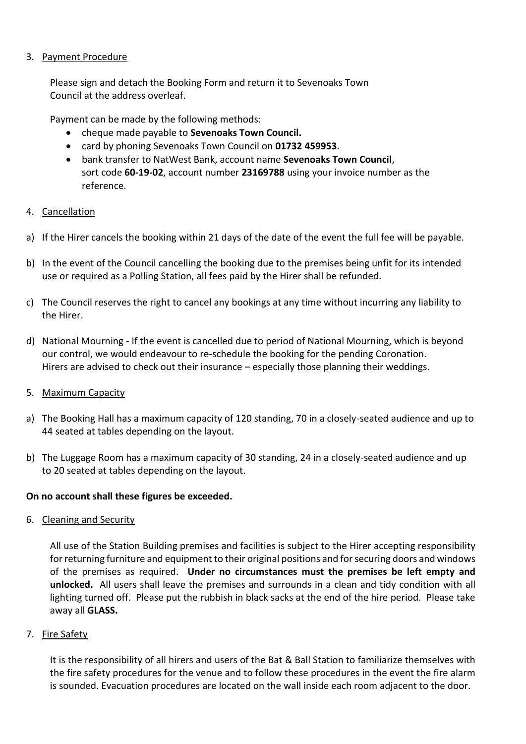3. Payment Procedure

   Please sign and detach the Booking Form and return it to Sevenoaks Town Council at the address overleaf.

   Payment can be made by the following methods:

   - cheque made payable to **Sevenoaks Town Council.**
   - card by phoning Sevenoaks Town Council on **01732 459953**.
   - bank transfer to NatWest Bank, account name **Sevenoaks Town Council**, sort code **60-19-02**, account number **23169788** using your invoice number as the reference.

4. Cancellation

a) If the Hirer cancels the booking within 21 days of the date of the event the full fee will be payable.

b) In the event of the Council cancelling the booking due to the premises being unfit for its intended use or required as a Polling Station, all fees paid by the Hirer shall be refunded.

c) The Council reserves the right to cancel any bookings at any time without incurring any liability to the Hirer.

d) National Mourning - If the event is cancelled due to period of National Mourning, which is beyond our control, we would endeavour to re-schedule the booking for the pending Coronation. Hirers are advised to check out their insurance – especially those planning their weddings.

5. Maximum Capacity

a) The Booking Hall has a maximum capacity of 120 standing, 70 in a closely-seated audience and up to 44 seated at tables depending on the layout.

b) The Luggage Room has a maximum capacity of 30 standing, 24 in a closely-seated audience and up to 20 seated at tables depending on the layout.

**On no account shall these figures be exceeded.**

6. Cleaning and Security

   All use of the Station Building premises and facilities is subject to the Hirer accepting responsibility for returning furniture and equipment to their original positions and for securing doors and windows of the premises as required. **Under no circumstances must the premises be left empty and unlocked.** All users shall leave the premises and surrounds in a clean and tidy condition with all lighting turned off. Please put the rubbish in black sacks at the end of the hire period. Please take away all **GLASS.**

7. Fire Safety

   It is the responsibility of all hirers and users of the Bat & Ball Station to familiarize themselves with the fire safety procedures for the venue and to follow these procedures in the event the fire alarm is sounded. Evacuation procedures are located on the wall inside each room adjacent to the door.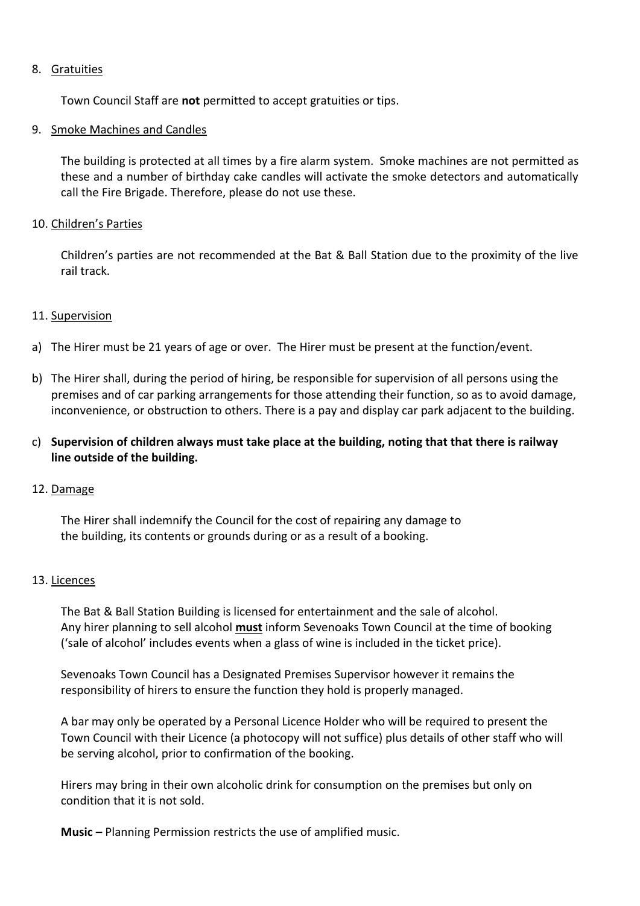8. <u>Gratuities</u>

   Town Council Staff are **not** permitted to accept gratuities or tips.

9. <u>Smoke Machines and Candles</u>

   The building is protected at all times by a fire alarm system. Smoke machines are not permitted as these and a number of birthday cake candles will activate the smoke detectors and automatically call the Fire Brigade. Therefore, please do not use these.

10. <u>Children's Parties</u>

    Children's parties are not recommended at the Bat & Ball Station due to the proximity of the live rail track.

11. <u>Supervision</u>

a) The Hirer must be 21 years of age or over. The Hirer must be present at the function/event.

b) The Hirer shall, during the period of hiring, be responsible for supervision of all persons using the premises and of car parking arrangements for those attending their function, so as to avoid damage, inconvenience, or obstruction to others. There is a pay and display car park adjacent to the building.

c) **Supervision of children always must take place at the building, noting that that there is railway line outside of the building.**

12. <u>Damage</u>

    The Hirer shall indemnify the Council for the cost of repairing any damage to the building, its contents or grounds during or as a result of a booking.

13. <u>Licences</u>

    The Bat & Ball Station Building is licensed for entertainment and the sale of alcohol. Any hirer planning to sell alcohol **<u>must</u>** inform Sevenoaks Town Council at the time of booking ('sale of alcohol' includes events when a glass of wine is included in the ticket price).

    Sevenoaks Town Council has a Designated Premises Supervisor however it remains the responsibility of hirers to ensure the function they hold is properly managed.

    A bar may only be operated by a Personal Licence Holder who will be required to present the Town Council with their Licence (a photocopy will not suffice) plus details of other staff who will be serving alcohol, prior to confirmation of the booking.

    Hirers may bring in their own alcoholic drink for consumption on the premises but only on condition that it is not sold.

    **Music –** Planning Permission restricts the use of amplified music.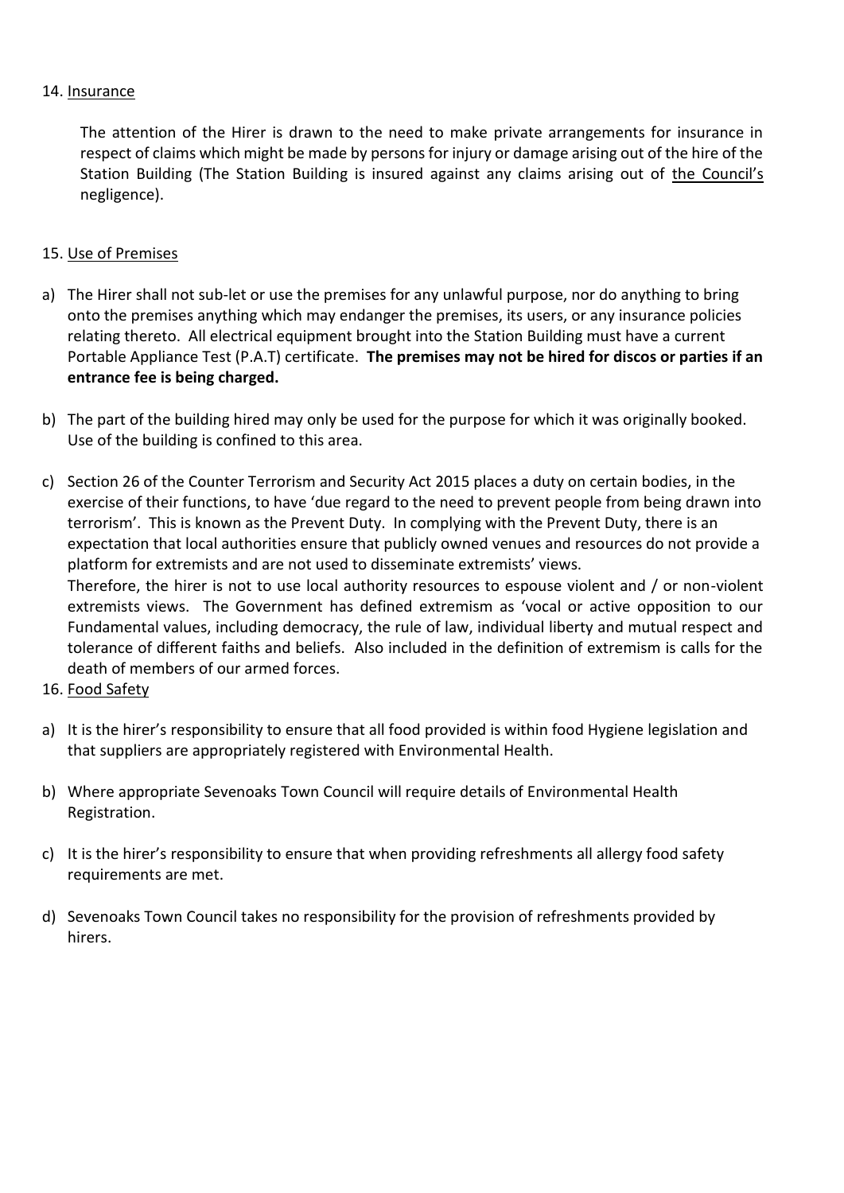14. Insurance

The attention of the Hirer is drawn to the need to make private arrangements for insurance in respect of claims which might be made by persons for injury or damage arising out of the hire of the Station Building (The Station Building is insured against any claims arising out of the Council's negligence).

15. Use of Premises

a) The Hirer shall not sub-let or use the premises for any unlawful purpose, nor do anything to bring onto the premises anything which may endanger the premises, its users, or any insurance policies relating thereto. All electrical equipment brought into the Station Building must have a current Portable Appliance Test (P.A.T) certificate. **The premises may not be hired for discos or parties if an entrance fee is being charged.**

b) The part of the building hired may only be used for the purpose for which it was originally booked. Use of the building is confined to this area.

c) Section 26 of the Counter Terrorism and Security Act 2015 places a duty on certain bodies, in the exercise of their functions, to have 'due regard to the need to prevent people from being drawn into terrorism'. This is known as the Prevent Duty. In complying with the Prevent Duty, there is an expectation that local authorities ensure that publicly owned venues and resources do not provide a platform for extremists and are not used to disseminate extremists' views.
Therefore, the hirer is not to use local authority resources to espouse violent and / or non-violent extremists views. The Government has defined extremism as 'vocal or active opposition to our Fundamental values, including democracy, the rule of law, individual liberty and mutual respect and tolerance of different faiths and beliefs. Also included in the definition of extremism is calls for the death of members of our armed forces.

16. Food Safety

a) It is the hirer's responsibility to ensure that all food provided is within food Hygiene legislation and that suppliers are appropriately registered with Environmental Health.

b) Where appropriate Sevenoaks Town Council will require details of Environmental Health Registration.

c) It is the hirer's responsibility to ensure that when providing refreshments all allergy food safety requirements are met.

d) Sevenoaks Town Council takes no responsibility for the provision of refreshments provided by hirers.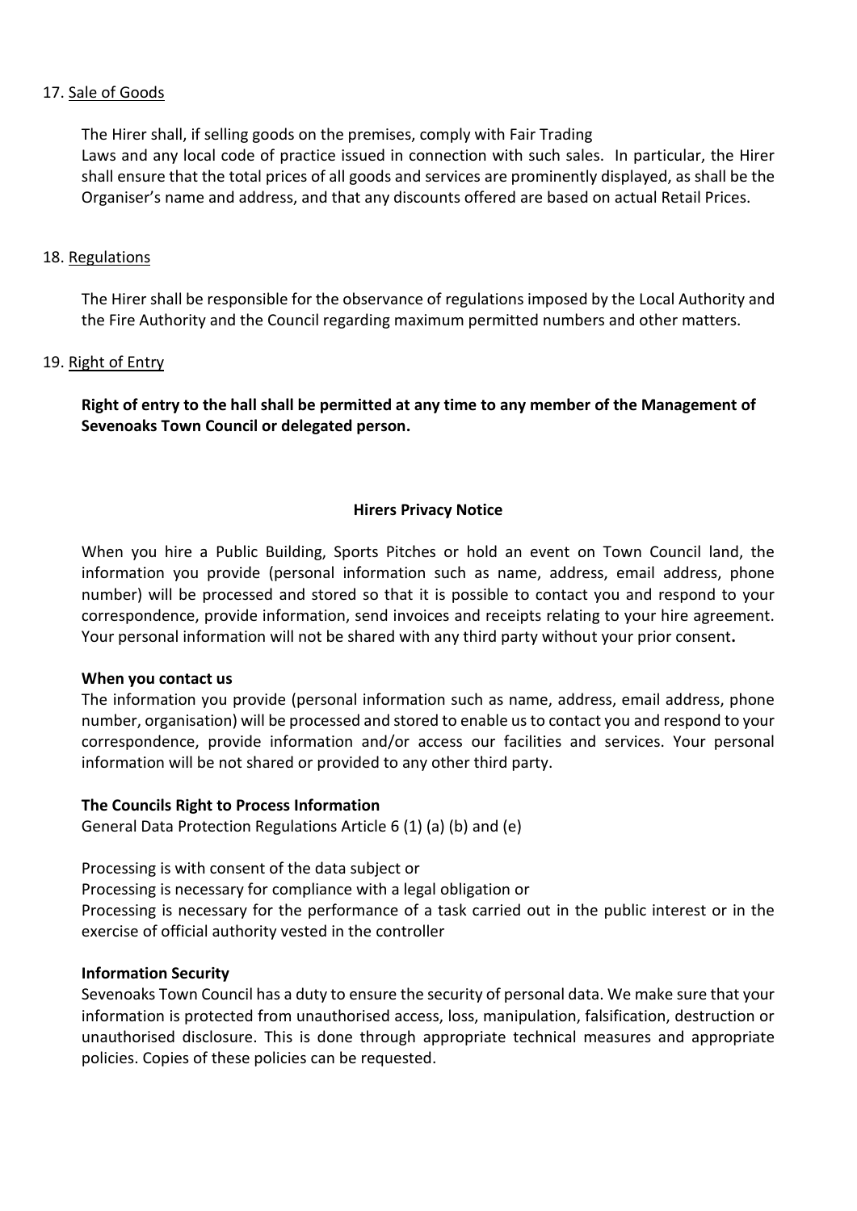17. <u>Sale of Goods</u>

The Hirer shall, if selling goods on the premises, comply with Fair Trading Laws and any local code of practice issued in connection with such sales. In particular, the Hirer shall ensure that the total prices of all goods and services are prominently displayed, as shall be the Organiser's name and address, and that any discounts offered are based on actual Retail Prices.

18. <u>Regulations</u>

The Hirer shall be responsible for the observance of regulations imposed by the Local Authority and the Fire Authority and the Council regarding maximum permitted numbers and other matters.

19. <u>Right of Entry</u>

**Right of entry to the hall shall be permitted at any time to any member of the Management of Sevenoaks Town Council or delegated person.**

## Hirers Privacy Notice

When you hire a Public Building, Sports Pitches or hold an event on Town Council land, the information you provide (personal information such as name, address, email address, phone number) will be processed and stored so that it is possible to contact you and respond to your correspondence, provide information, send invoices and receipts relating to your hire agreement. Your personal information will not be shared with any third party without your prior consent**.**

**When you contact us**

The information you provide (personal information such as name, address, email address, phone number, organisation) will be processed and stored to enable us to contact you and respond to your correspondence, provide information and/or access our facilities and services. Your personal information will be not shared or provided to any other third party.

**The Councils Right to Process Information**

General Data Protection Regulations Article 6 (1) (a) (b) and (e)

Processing is with consent of the data subject or

Processing is necessary for compliance with a legal obligation or

Processing is necessary for the performance of a task carried out in the public interest or in the exercise of official authority vested in the controller

**Information Security**

Sevenoaks Town Council has a duty to ensure the security of personal data. We make sure that your information is protected from unauthorised access, loss, manipulation, falsification, destruction or unauthorised disclosure. This is done through appropriate technical measures and appropriate policies. Copies of these policies can be requested.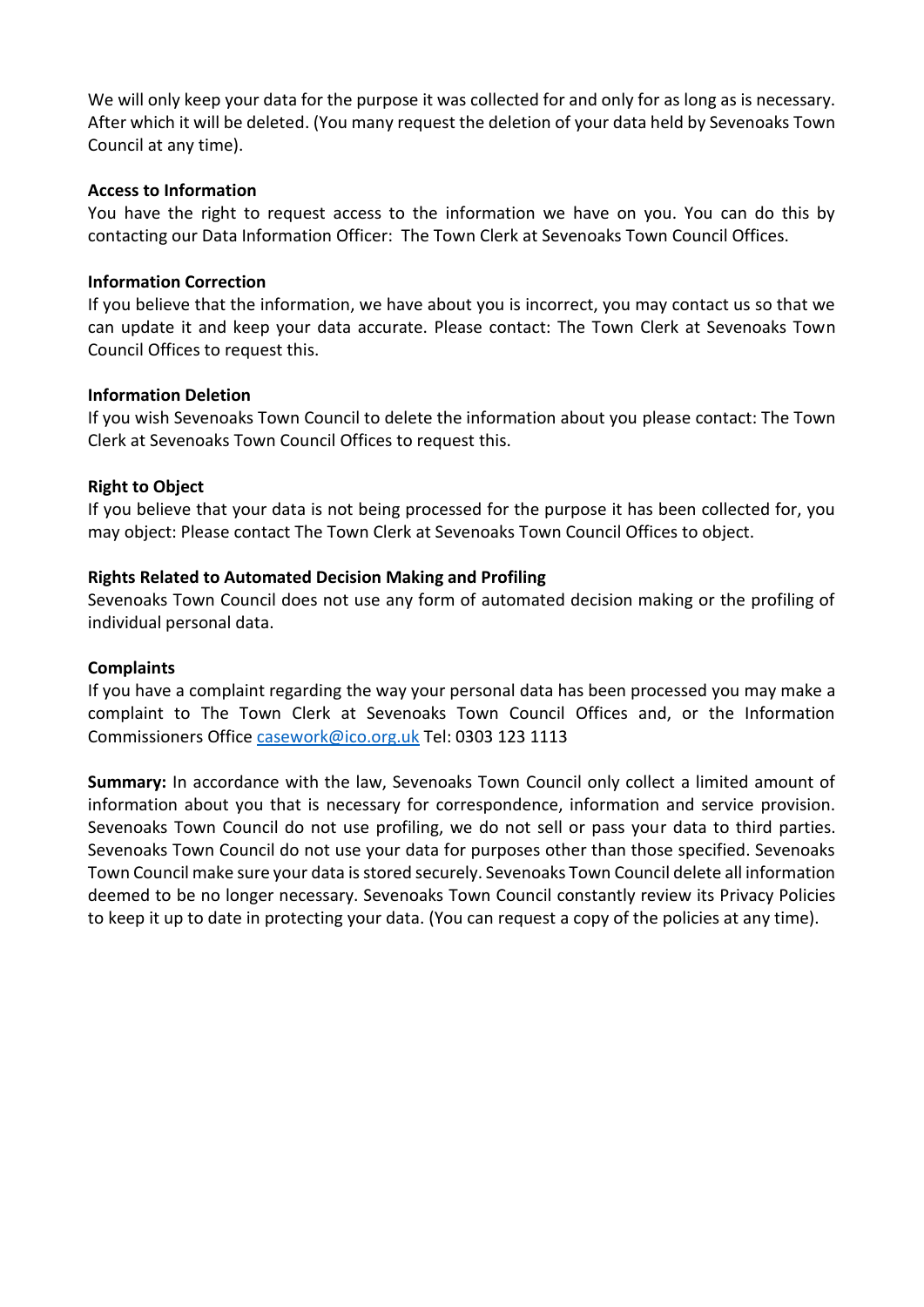We will only keep your data for the purpose it was collected for and only for as long as is necessary. After which it will be deleted. (You many request the deletion of your data held by Sevenoaks Town Council at any time).

**Access to Information**

You have the right to request access to the information we have on you. You can do this by contacting our Data Information Officer: The Town Clerk at Sevenoaks Town Council Offices.

**Information Correction**

If you believe that the information, we have about you is incorrect, you may contact us so that we can update it and keep your data accurate. Please contact: The Town Clerk at Sevenoaks Town Council Offices to request this.

**Information Deletion**

If you wish Sevenoaks Town Council to delete the information about you please contact: The Town Clerk at Sevenoaks Town Council Offices to request this.

**Right to Object**

If you believe that your data is not being processed for the purpose it has been collected for, you may object: Please contact The Town Clerk at Sevenoaks Town Council Offices to object.

**Rights Related to Automated Decision Making and Profiling**

Sevenoaks Town Council does not use any form of automated decision making or the profiling of individual personal data.

**Complaints**

If you have a complaint regarding the way your personal data has been processed you may make a complaint to The Town Clerk at Sevenoaks Town Council Offices and, or the Information Commissioners Office casework@ico.org.uk Tel: 0303 123 1113

**Summary:** In accordance with the law, Sevenoaks Town Council only collect a limited amount of information about you that is necessary for correspondence, information and service provision. Sevenoaks Town Council do not use profiling, we do not sell or pass your data to third parties. Sevenoaks Town Council do not use your data for purposes other than those specified. Sevenoaks Town Council make sure your data is stored securely. Sevenoaks Town Council delete all information deemed to be no longer necessary. Sevenoaks Town Council constantly review its Privacy Policies to keep it up to date in protecting your data. (You can request a copy of the policies at any time).